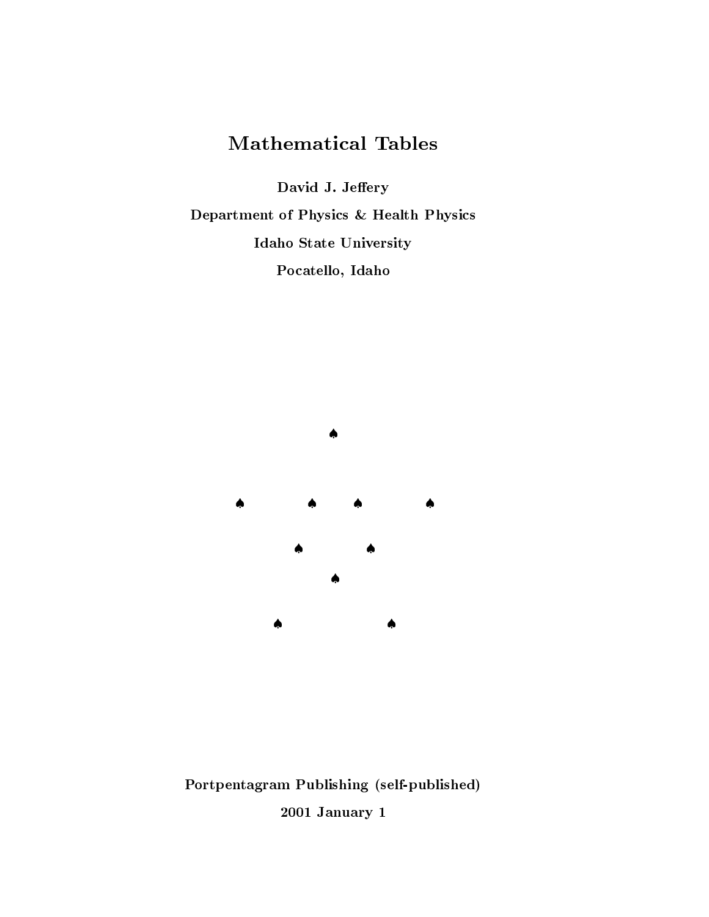# Mathematical Tables

**David J. Jeffery**

**Department of Physics & Health Physics**

**Idaho State University**

**Pocatello, Idaho**

♠

♠ ♠ ♠ ♠

♠ ♠

♠

♠ ♠

**Portpentagram Publishing (self-published)**

**2001 January 1**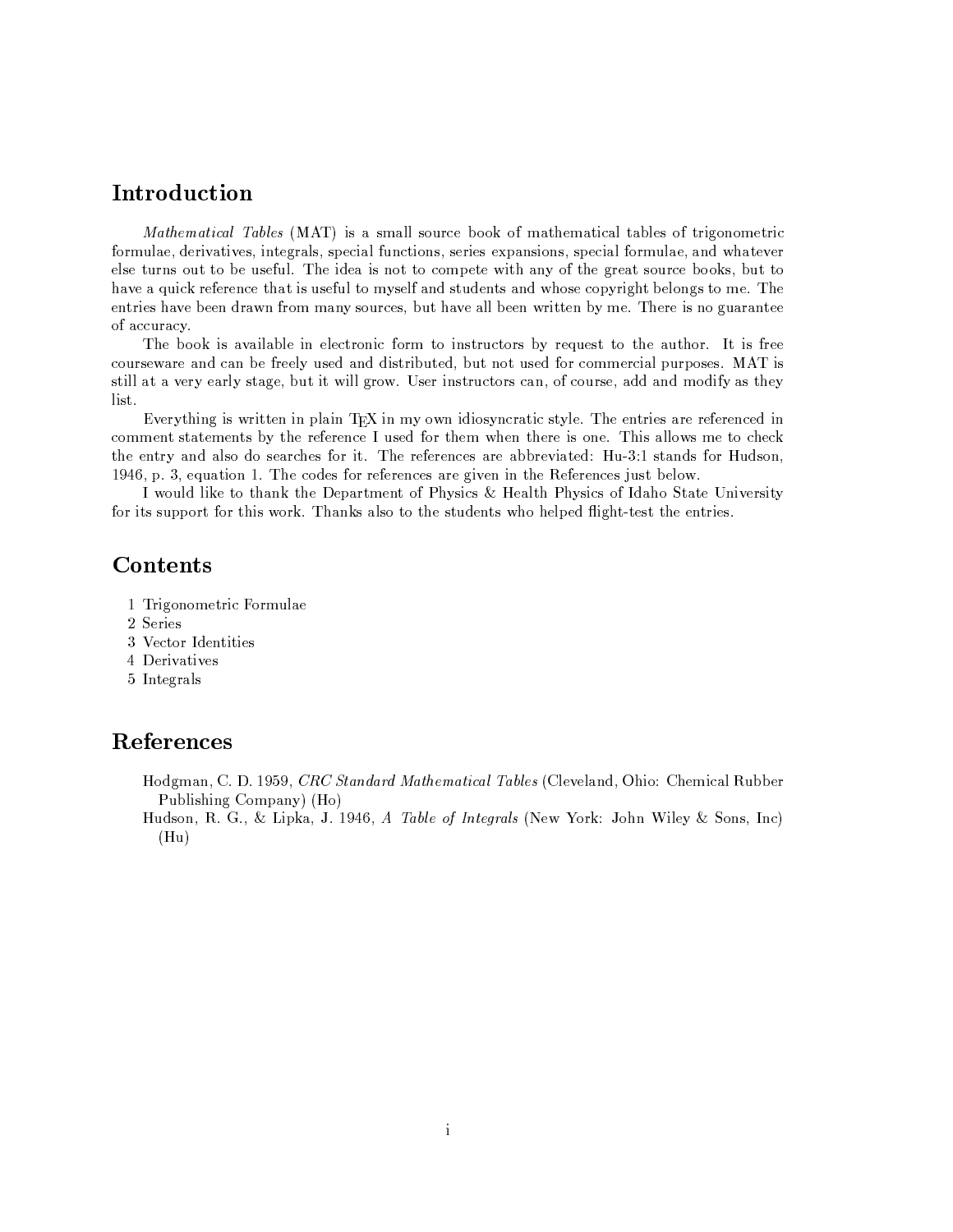## Introduction

*Mathematical Tables* (MAT) is a small source book of mathematical tables of trigonometric formulae, derivatives, integrals, special functions, series expansions, special formulae, and whatever else turns out to be useful. The idea is not to compete with any of the great source books, but to have a quick reference that is useful to myself and students and whose copyright belongs to me. The entries have been drawn from many sources, but have all been written by me. There is no guarantee of accuracy.

The book is available in electronic form to instructors by request to the author. It is free courseware and can be freely used and distributed, but not used for commercial purposes. MAT is still at a very early stage, but it will grow. User instructors can, of course, add and modify as they list.

Everything is written in plain TeX in my own idiosyncratic style. The entries are referenced in comment statements by the reference I used for them when there is one. This allows me to check the entry and also do searches for it. The references are abbreviated: Hu-3:1 stands for Hudson, 1946, p. 3, equation 1. The codes for references are given in the References just below.

I would like to thank the Department of Physics & Health Physics of Idaho State University for its support for this work. Thanks also to the students who helped flight-test the entries.

## Contents

1 Trigonometric Formulae
2 Series
3 Vector Identities
4 Derivatives
5 Integrals

## References

Hodgman, C. D. 1959, *CRC Standard Mathematical Tables* (Cleveland, Ohio: Chemical Rubber Publishing Company) (Ho)

Hudson, R. G., & Lipka, J. 1946, *A Table of Integrals* (New York: John Wiley & Sons, Inc) (Hu)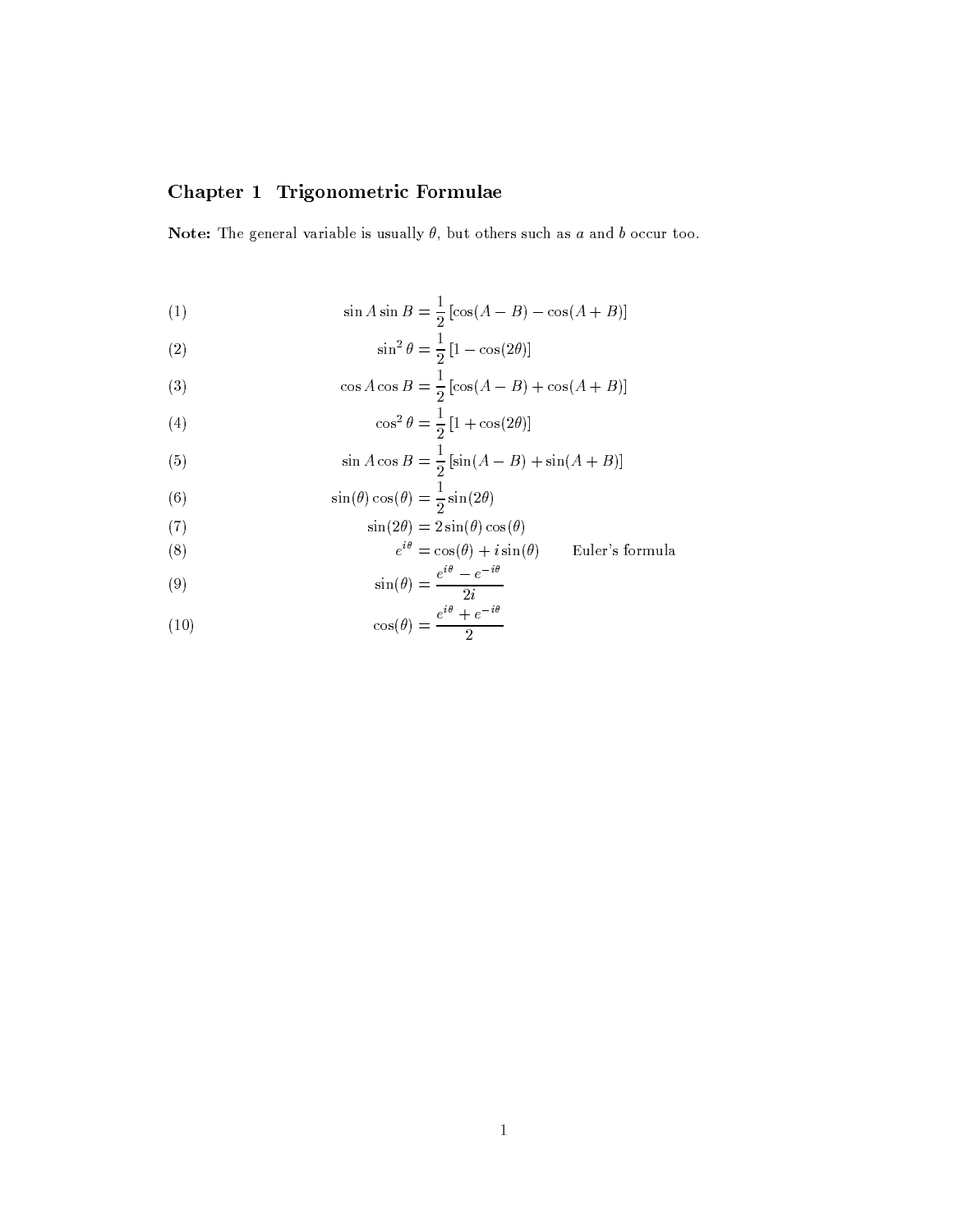# Chapter 1 Trigonometric Formulae

**Note:** The general variable is usually $\theta$, but others such as $a$ and $b$ occur too.

$$\sin A \sin B = \frac{1}{2}\left[\cos(A-B) - \cos(A+B)\right] \tag{1}$$

$$\sin^2\theta = \frac{1}{2}\left[1 - \cos(2\theta)\right] \tag{2}$$

$$\cos A \cos B = \frac{1}{2}\left[\cos(A-B) + \cos(A+B)\right] \tag{3}$$

$$\cos^2\theta = \frac{1}{2}\left[1 + \cos(2\theta)\right] \tag{4}$$

$$\sin A \cos B = \frac{1}{2}\left[\sin(A-B) + \sin(A+B)\right] \tag{5}$$

$$\sin(\theta)\cos(\theta) = \frac{1}{2}\sin(2\theta) \tag{6}$$

$$\sin(2\theta) = 2\sin(\theta)\cos(\theta) \tag{7}$$

$$e^{i\theta} = \cos(\theta) + i\sin(\theta) \qquad \text{Euler's formula} \tag{8}$$

$$\sin(\theta) = \frac{e^{i\theta} - e^{-i\theta}}{2i} \tag{9}$$

$$\cos(\theta) = \frac{e^{i\theta} + e^{-i\theta}}{2} \tag{10}$$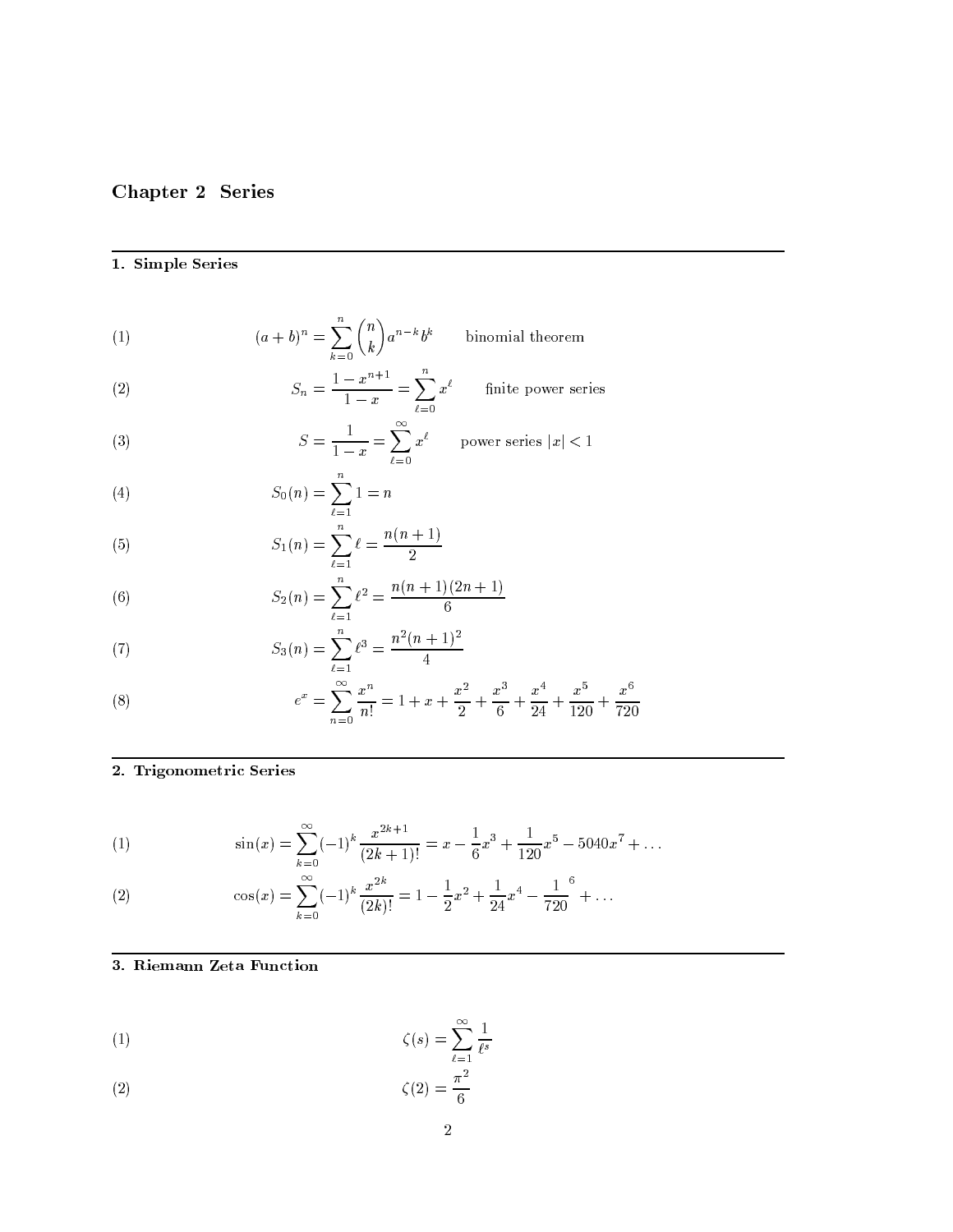# Chapter 2 Series

## 1. Simple Series

(1)
$$(a+b)^n = \sum_{k=0}^{n} \binom{n}{k} a^{n-k} b^k \qquad \text{binomial theorem}$$

(2)
$$S_n = \frac{1-x^{n+1}}{1-x} = \sum_{\ell=0}^{n} x^{\ell} \qquad \text{finite power series}$$

(3)
$$S = \frac{1}{1-x} = \sum_{\ell=0}^{\infty} x^{\ell} \qquad \text{power series } |x| < 1$$

(4)
$$S_0(n) = \sum_{\ell=1}^{n} 1 = n$$

(5)
$$S_1(n) = \sum_{\ell=1}^{n} \ell = \frac{n(n+1)}{2}$$

(6)
$$S_2(n) = \sum_{\ell=1}^{n} \ell^2 = \frac{n(n+1)(2n+1)}{6}$$

(7)
$$S_3(n) = \sum_{\ell=1}^{n} \ell^3 = \frac{n^2(n+1)^2}{4}$$

(8)
$$e^x = \sum_{n=0}^{\infty} \frac{x^n}{n!} = 1 + x + \frac{x^2}{2} + \frac{x^3}{6} + \frac{x^4}{24} + \frac{x^5}{120} + \frac{x^6}{720}$$

## 2. Trigonometric Series

(1)
$$\sin(x) = \sum_{k=0}^{\infty} (-1)^k \frac{x^{2k+1}}{(2k+1)!} = x - \frac{1}{6}x^3 + \frac{1}{120}x^5 - 5040x^7 + \ldots$$

(2)
$$\cos(x) = \sum_{k=0}^{\infty} (-1)^k \frac{x^{2k}}{(2k)!} = 1 - \frac{1}{2}x^2 + \frac{1}{24}x^4 - \frac{1}{720}^6 + \ldots$$

## 3. Riemann Zeta Function

(1)
$$\zeta(s) = \sum_{\ell=1}^{\infty} \frac{1}{\ell^s}$$

(2)
$$\zeta(2) = \frac{\pi^2}{6}$$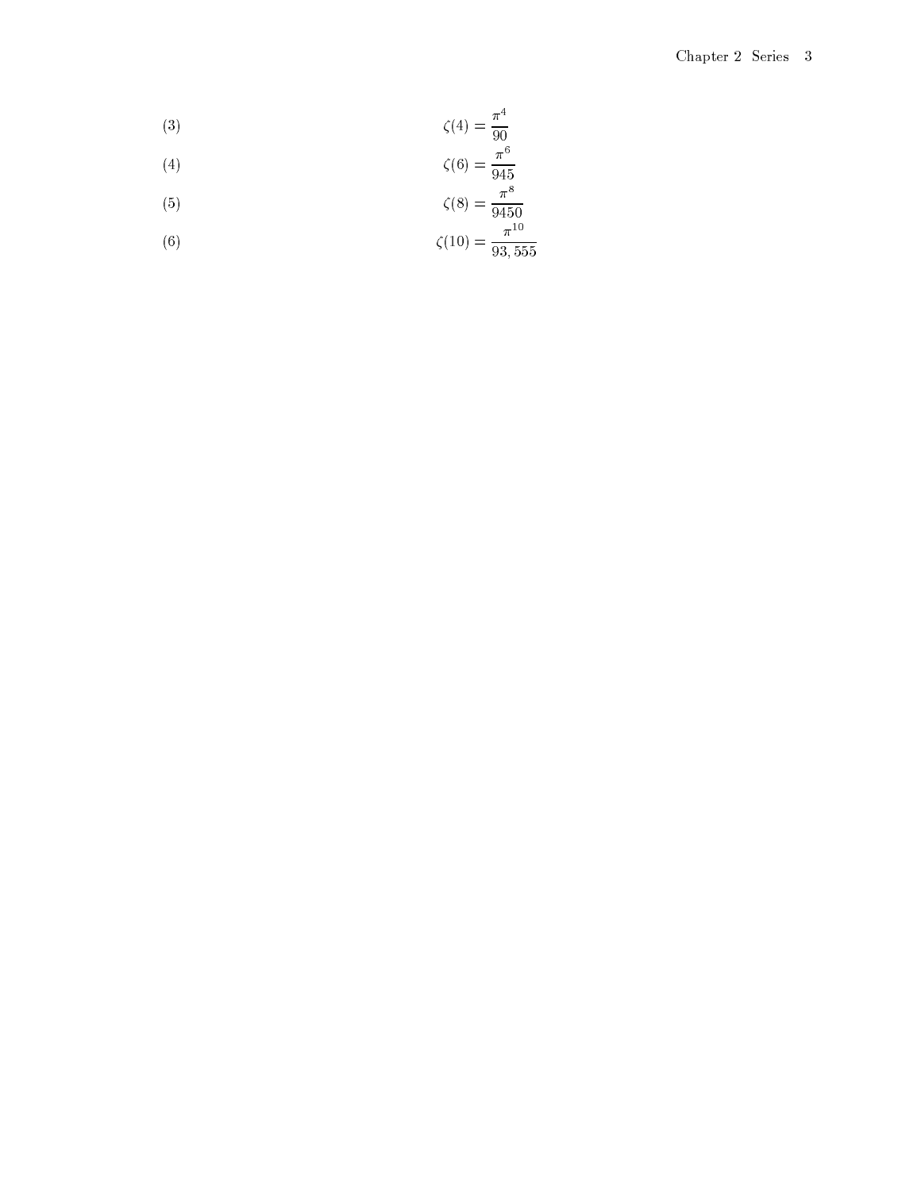$$\zeta(4) = \frac{\pi^4}{90} \tag{3}$$

$$\zeta(6) = \frac{\pi^6}{945} \tag{4}$$

$$\zeta(8) = \frac{\pi^8}{9450} \tag{5}$$

$$\zeta(10) = \frac{\pi^{10}}{93,555} \tag{6}$$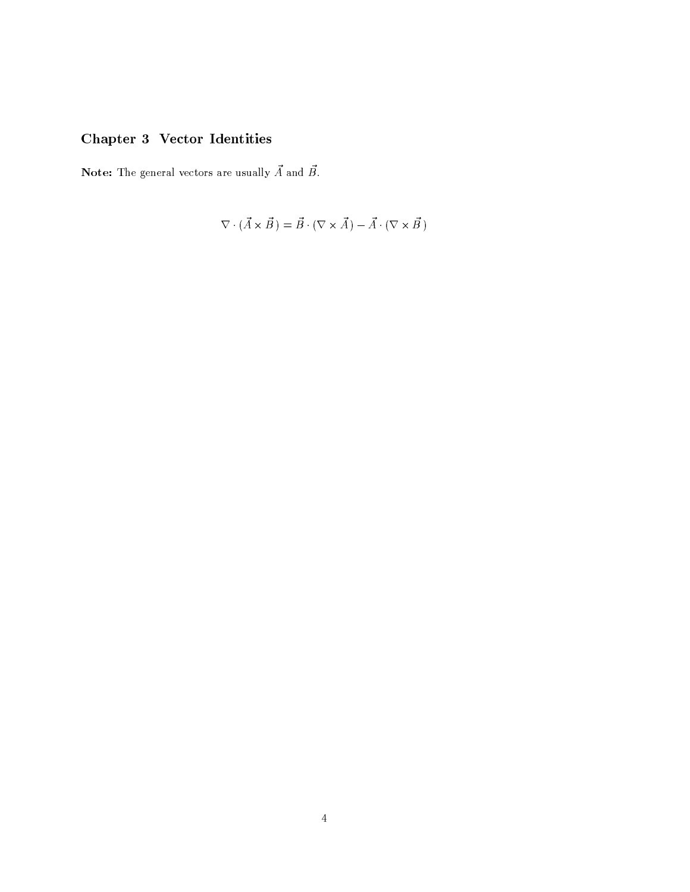# Chapter 3 Vector Identities

**Note:** The general vectors are usually $\vec{A}$ and $\vec{B}$.

$$\nabla \cdot (\vec{A} \times \vec{B}) = \vec{B} \cdot (\nabla \times \vec{A}) - \vec{A} \cdot (\nabla \times \vec{B})$$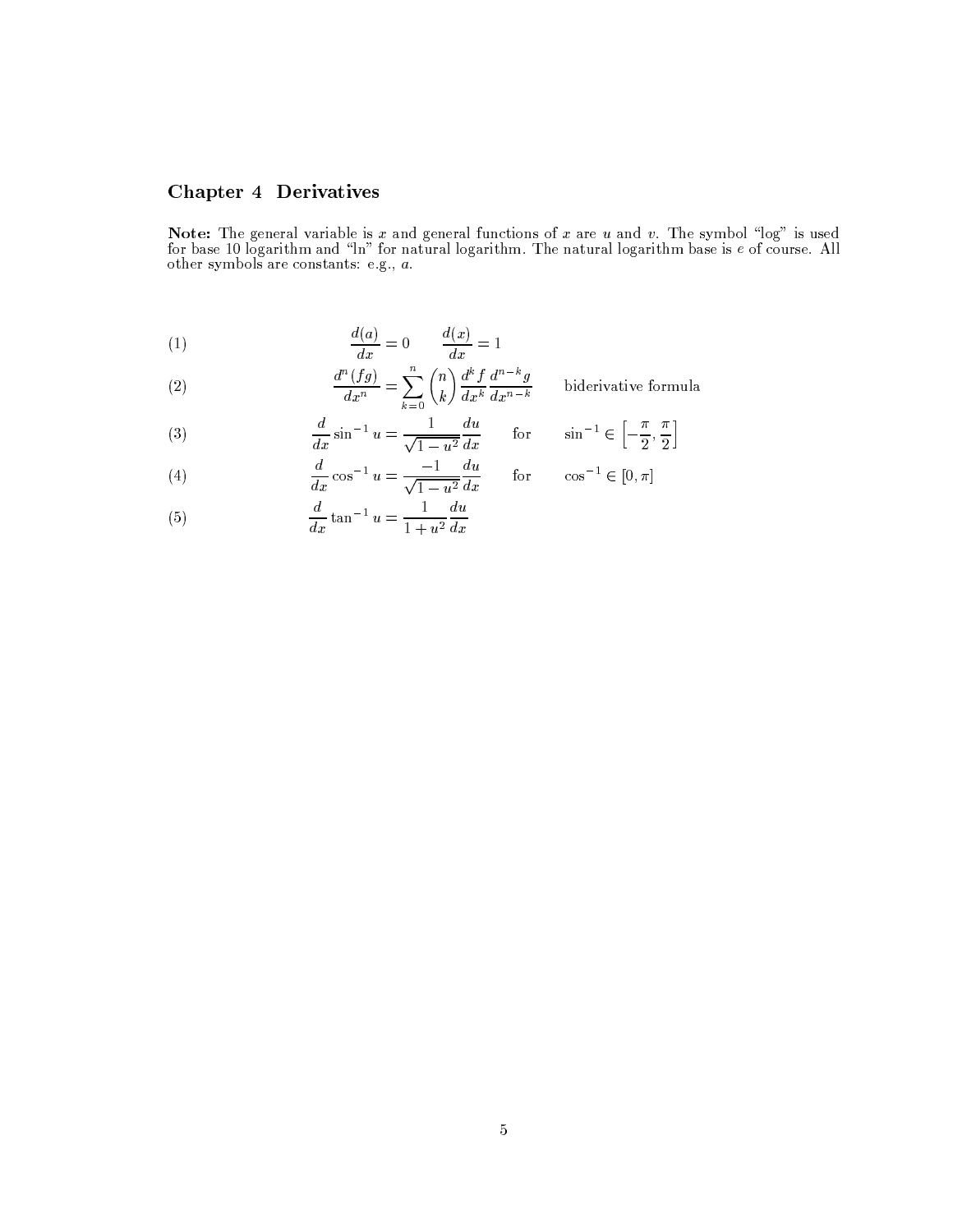## Chapter 4 Derivatives

**Note:** The general variable is $x$ and general functions of $x$ are $u$ and $v$. The symbol "log" is used for base 10 logarithm and "ln" for natural logarithm. The natural logarithm base is $e$ of course. All other symbols are constants: e.g., $a$.

(1)
$$\frac{d(a)}{dx} = 0 \qquad \frac{d(x)}{dx} = 1$$

(2)
$$\frac{d^n(fg)}{dx^n} = \sum_{k=0}^{n} \binom{n}{k} \frac{d^k f}{dx^k} \frac{d^{n-k} g}{dx^{n-k}} \qquad \text{biderivative formula}$$

(3)
$$\frac{d}{dx} \sin^{-1} u = \frac{1}{\sqrt{1-u^2}} \frac{du}{dx} \qquad \text{for} \qquad \sin^{-1} \in \left[-\frac{\pi}{2}, \frac{\pi}{2}\right]$$

(4)
$$\frac{d}{dx} \cos^{-1} u = \frac{-1}{\sqrt{1-u^2}} \frac{du}{dx} \qquad \text{for} \qquad \cos^{-1} \in [0, \pi]$$

(5)
$$\frac{d}{dx} \tan^{-1} u = \frac{1}{1+u^2} \frac{du}{dx}$$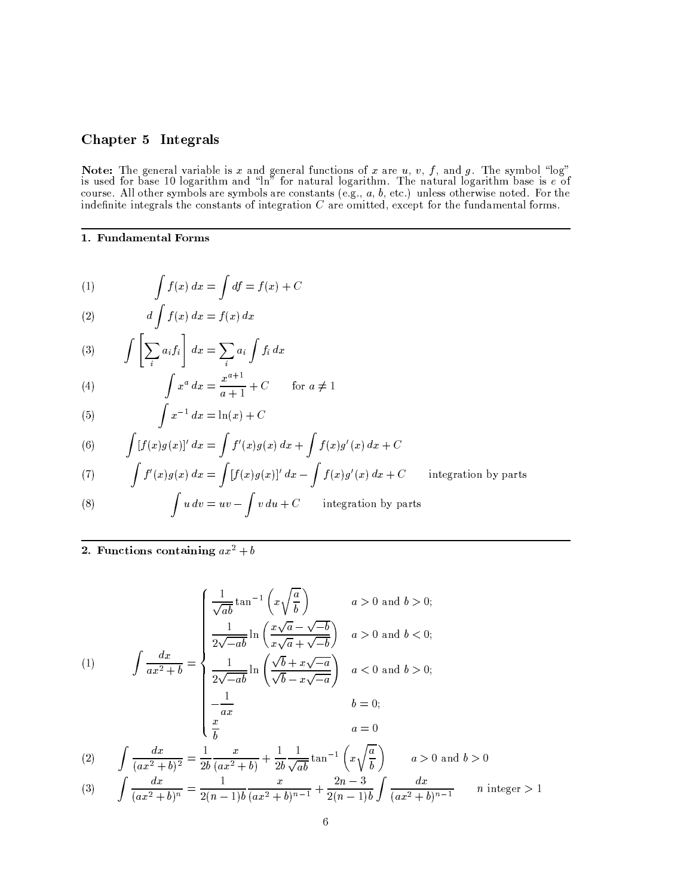## Chapter 5 Integrals

**Note:** The general variable is $x$ and general functions of $x$ are $u$, $v$, $f$, and $g$. The symbol "log" is used for base 10 logarithm and "ln" for natural logarithm. The natural logarithm base is $e$ of course. All other symbols are symbols are constants (e.g., $a$, $b$, etc.) unless otherwise noted. For the indefinite integrals the constants of integration $C$ are omitted, except for the fundamental forms.

### 1. Fundamental Forms

(1) $$\int f(x)\,dx = \int df = f(x) + C$$

(2) $$d\int f(x)\,dx = f(x)\,dx$$

(3) $$\int \left[\sum_i a_i f_i\right] dx = \sum_i a_i \int f_i\,dx$$

(4) $$\int x^a\,dx = \frac{x^{a+1}}{a+1} + C \qquad \text{for } a \neq 1$$

(5) $$\int x^{-1}\,dx = \ln(x) + C$$

(6) $$\int [f(x)g(x)]'\,dx = \int f'(x)g(x)\,dx + \int f(x)g'(x)\,dx + C$$

(7) $$\int f'(x)g(x)\,dx = \int [f(x)g(x)]'\,dx - \int f(x)g'(x)\,dx + C \qquad \text{integration by parts}$$

(8) $$\int u\,dv = uv - \int v\,du + C \qquad \text{integration by parts}$$

### 2. Functions containing $ax^2 + b$

(1) $$\int \frac{dx}{ax^2+b} = \begin{cases} \dfrac{1}{\sqrt{ab}}\tan^{-1}\left(x\sqrt{\dfrac{a}{b}}\right) & a>0 \text{ and } b>0; \\[2ex] \dfrac{1}{2\sqrt{-ab}}\ln\left(\dfrac{x\sqrt{a}-\sqrt{-b}}{x\sqrt{a}+\sqrt{-b}}\right) & a>0 \text{ and } b<0; \\[2ex] \dfrac{1}{2\sqrt{-ab}}\ln\left(\dfrac{\sqrt{b}+x\sqrt{-a}}{\sqrt{b}-x\sqrt{-a}}\right) & a<0 \text{ and } b>0; \\[2ex] -\dfrac{1}{ax} & b=0; \\[2ex] \dfrac{x}{b} & a=0 \end{cases}$$

(2) $$\int \frac{dx}{(ax^2+b)^2} = \frac{1}{2b}\frac{x}{(ax^2+b)} + \frac{1}{2b}\frac{1}{\sqrt{ab}}\tan^{-1}\left(x\sqrt{\frac{a}{b}}\right) \qquad a>0 \text{ and } b>0$$

(3) $$\int \frac{dx}{(ax^2+b)^n} = \frac{1}{2(n-1)b}\frac{x}{(ax^2+b)^{n-1}} + \frac{2n-3}{2(n-1)b}\int \frac{dx}{(ax^2+b)^{n-1}} \qquad n \text{ integer} > 1$$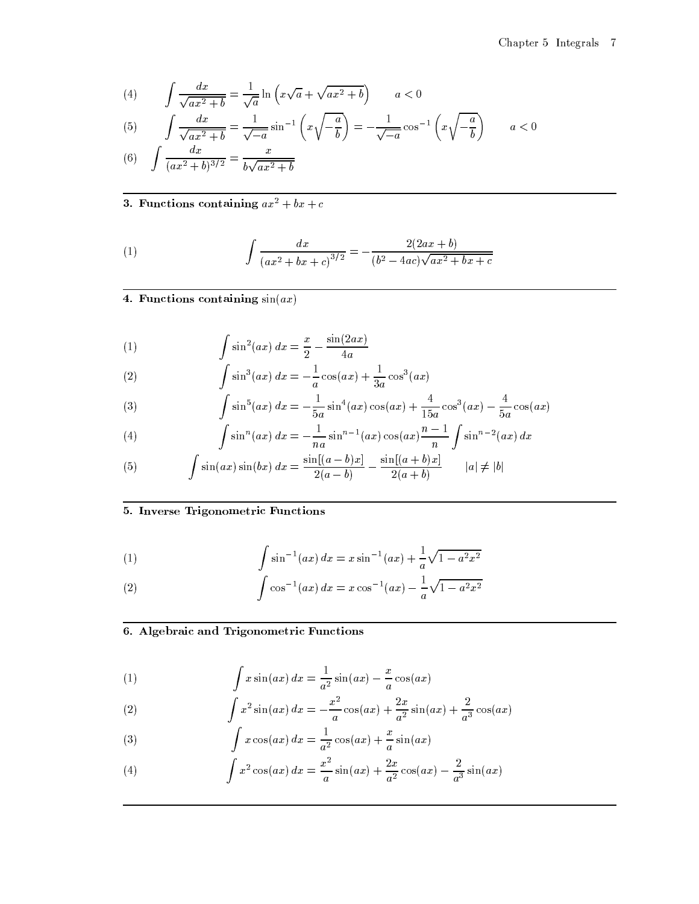(4) $$\int \frac{dx}{\sqrt{ax^2+b}} = \frac{1}{\sqrt{a}} \ln\left(x\sqrt{a} + \sqrt{ax^2+b}\right) \qquad a < 0$$

(5) $$\int \frac{dx}{\sqrt{ax^2+b}} = \frac{1}{\sqrt{-a}} \sin^{-1}\left(x\sqrt{-\frac{a}{b}}\right) = -\frac{1}{\sqrt{-a}} \cos^{-1}\left(x\sqrt{-\frac{a}{b}}\right) \qquad a < 0$$

(6) $$\int \frac{dx}{(ax^2+b)^{3/2}} = \frac{x}{b\sqrt{ax^2+b}}$$

## 3. Functions containing $ax^2 + bx + c$

(1) $$\int \frac{dx}{(ax^2+bx+c)^{3/2}} = -\frac{2(2ax+b)}{(b^2-4ac)\sqrt{ax^2+bx+c}}$$

## 4. Functions containing $\sin(ax)$

(1) $$\int \sin^2(ax)\,dx = \frac{x}{2} - \frac{\sin(2ax)}{4a}$$

(2) $$\int \sin^3(ax)\,dx = -\frac{1}{a}\cos(ax) + \frac{1}{3a}\cos^3(ax)$$

(3) $$\int \sin^5(ax)\,dx = -\frac{1}{5a}\sin^4(ax)\cos(ax) + \frac{4}{15a}\cos^3(ax) - \frac{4}{5a}\cos(ax)$$

(4) $$\int \sin^n(ax)\,dx = -\frac{1}{na}\sin^{n-1}(ax)\cos(ax)\frac{n-1}{n}\int \sin^{n-2}(ax)\,dx$$

(5) $$\int \sin(ax)\sin(bx)\,dx = \frac{\sin[(a-b)x]}{2(a-b)} - \frac{\sin[(a+b)x]}{2(a+b)} \qquad |a| \neq |b|$$

## 5. Inverse Trigonometric Functions

(1) $$\int \sin^{-1}(ax)\,dx = x\sin^{-1}(ax) + \frac{1}{a}\sqrt{1-a^2x^2}$$

(2) $$\int \cos^{-1}(ax)\,dx = x\cos^{-1}(ax) - \frac{1}{a}\sqrt{1-a^2x^2}$$

## 6. Algebraic and Trigonometric Functions

(1) $$\int x\sin(ax)\,dx = \frac{1}{a^2}\sin(ax) - \frac{x}{a}\cos(ax)$$

(2) $$\int x^2\sin(ax)\,dx = -\frac{x^2}{a}\cos(ax) + \frac{2x}{a^2}\sin(ax) + \frac{2}{a^3}\cos(ax)$$

(3) $$\int x\cos(ax)\,dx = \frac{1}{a^2}\cos(ax) + \frac{x}{a}\sin(ax)$$

(4) $$\int x^2\cos(ax)\,dx = \frac{x^2}{a}\sin(ax) + \frac{2x}{a^2}\cos(ax) - \frac{2}{a^3}\sin(ax)$$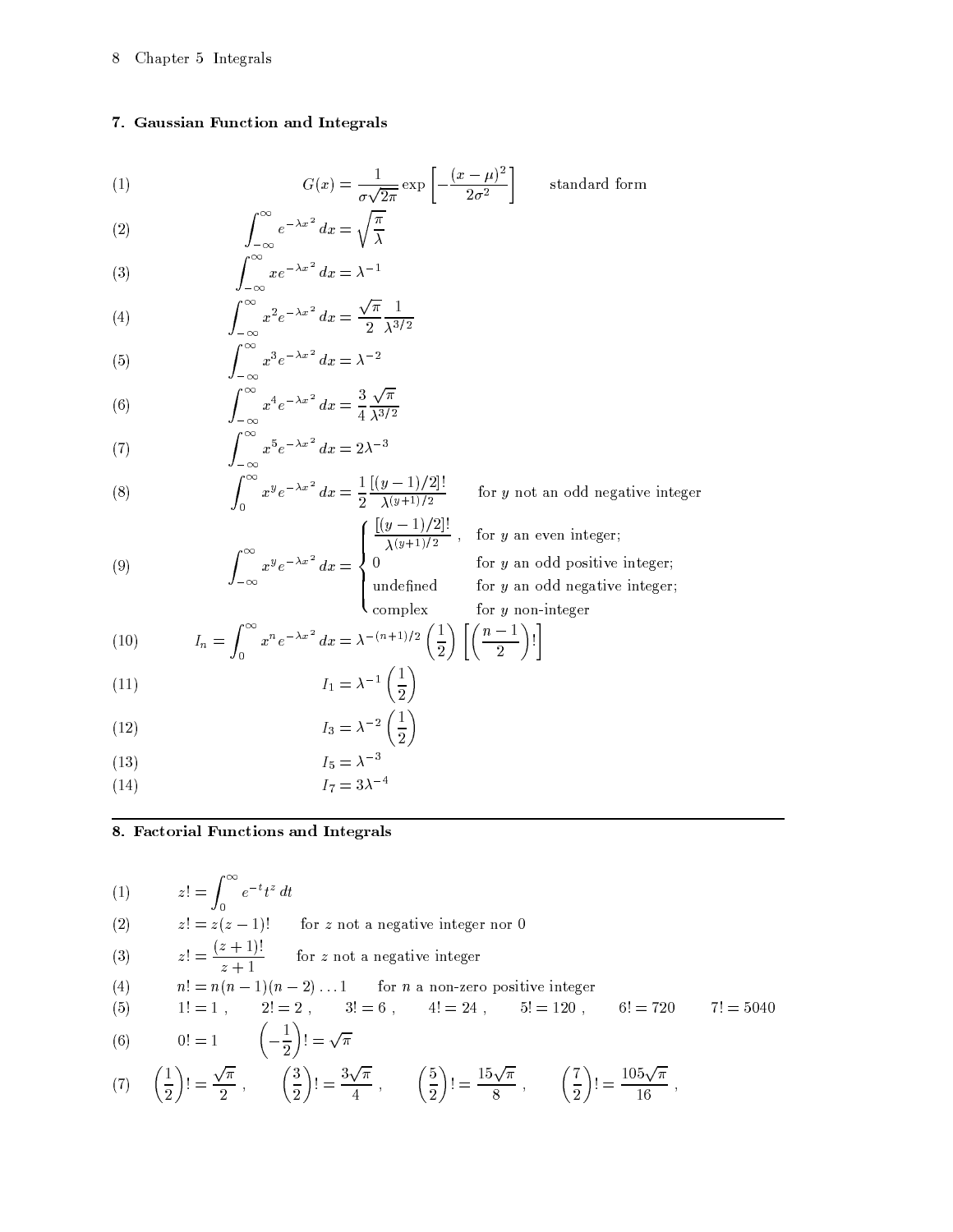### 7. Gaussian Function and Integrals

(1) $$G(x) = \frac{1}{\sigma\sqrt{2\pi}} \exp\left[-\frac{(x-\mu)^2}{2\sigma^2}\right] \qquad \text{standard form}$$

(2) $$\int_{-\infty}^{\infty} e^{-\lambda x^2}\,dx = \sqrt{\frac{\pi}{\lambda}}$$

(3) $$\int_{-\infty}^{\infty} x e^{-\lambda x^2}\,dx = \lambda^{-1}$$

(4) $$\int_{-\infty}^{\infty} x^2 e^{-\lambda x^2}\,dx = \frac{\sqrt{\pi}}{2}\frac{1}{\lambda^{3/2}}$$

(5) $$\int_{-\infty}^{\infty} x^3 e^{-\lambda x^2}\,dx = \lambda^{-2}$$

(6) $$\int_{-\infty}^{\infty} x^4 e^{-\lambda x^2}\,dx = \frac{3}{4}\frac{\sqrt{\pi}}{\lambda^{3/2}}$$

(7) $$\int_{-\infty}^{\infty} x^5 e^{-\lambda x^2}\,dx = 2\lambda^{-3}$$

(8) $$\int_{0}^{\infty} x^y e^{-\lambda x^2}\,dx = \frac{1}{2}\frac{[(y-1)/2]!}{\lambda^{(y+1)/2}} \qquad \text{for } y \text{ not an odd negative integer}$$

(9) $$\int_{-\infty}^{\infty} x^y e^{-\lambda x^2}\,dx = \begin{cases} \dfrac{[(y-1)/2]!}{\lambda^{(y+1)/2}}\,, & \text{for } y \text{ an even integer;} \\ 0 & \text{for } y \text{ an odd positive integer;} \\ \text{undefined} & \text{for } y \text{ an odd negative integer;} \\ \text{complex} & \text{for } y \text{ non-integer} \end{cases}$$

(10) $$I_n = \int_{0}^{\infty} x^n e^{-\lambda x^2}\,dx = \lambda^{-(n+1)/2}\left(\frac{1}{2}\right)\left[\left(\frac{n-1}{2}\right)!\right]$$

(11) $$I_1 = \lambda^{-1}\left(\frac{1}{2}\right)$$

(12) $$I_3 = \lambda^{-2}\left(\frac{1}{2}\right)$$

(13) $$I_5 = \lambda^{-3}$$

(14) $$I_7 = 3\lambda^{-4}$$

### 8. Factorial Functions and Integrals

(1) $$z! = \int_0^{\infty} e^{-t} t^z\,dt$$

(2) $$z! = z(z-1)! \qquad \text{for } z \text{ not a negative integer nor 0}$$

(3) $$z! = \frac{(z+1)!}{z+1} \qquad \text{for } z \text{ not a negative integer}$$

(4) $$n! = n(n-1)(n-2)\ldots 1 \qquad \text{for } n \text{ a non-zero positive integer}$$

(5) $$1! = 1\,, \qquad 2! = 2\,, \qquad 3! = 6\,, \qquad 4! = 24\,, \qquad 5! = 120\,, \qquad 6! = 720 \qquad 7! = 5040$$

(6) $$0! = 1 \qquad \left(-\frac{1}{2}\right)! = \sqrt{\pi}$$

(7) $$\left(\frac{1}{2}\right)! = \frac{\sqrt{\pi}}{2}\,, \qquad \left(\frac{3}{2}\right)! = \frac{3\sqrt{\pi}}{4}\,, \qquad \left(\frac{5}{2}\right)! = \frac{15\sqrt{\pi}}{8}\,, \qquad \left(\frac{7}{2}\right)! = \frac{105\sqrt{\pi}}{16}\,,$$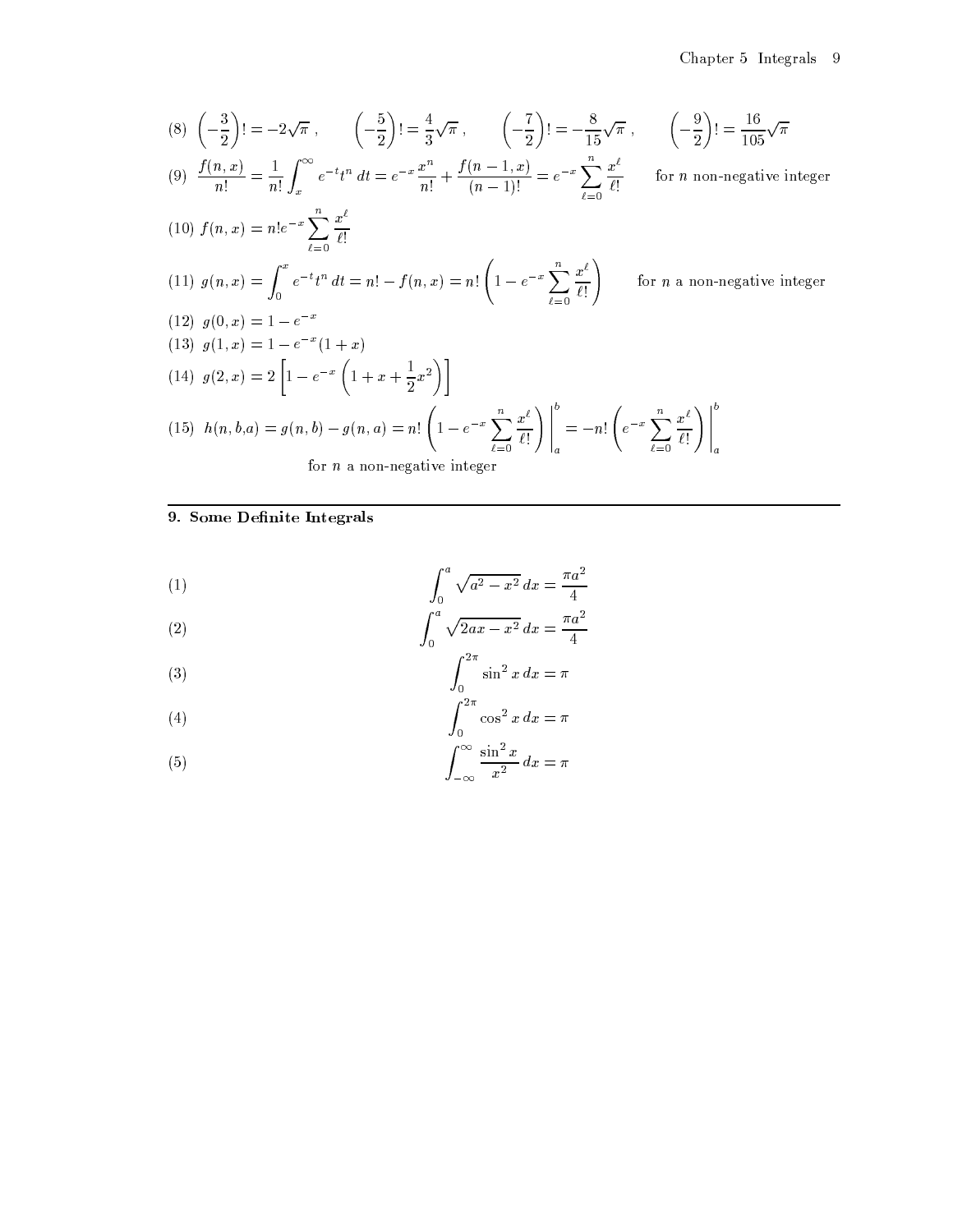(8) $\left(-\dfrac{3}{2}\right)! = -2\sqrt{\pi}\ , \qquad \left(-\dfrac{5}{2}\right)! = \dfrac{4}{3}\sqrt{\pi}\ , \qquad \left(-\dfrac{7}{2}\right)! = -\dfrac{8}{15}\sqrt{\pi}\ , \qquad \left(-\dfrac{9}{2}\right)! = \dfrac{16}{105}\sqrt{\pi}$

(9) $\dfrac{f(n,x)}{n!} = \dfrac{1}{n!}\displaystyle\int_x^\infty e^{-t}t^n\,dt = e^{-x}\dfrac{x^n}{n!} + \dfrac{f(n-1,x)}{(n-1)!} = e^{-x}\sum_{\ell=0}^{n}\dfrac{x^\ell}{\ell!}$ for $n$ non-negative integer

(10) $f(n,x) = n!e^{-x}\displaystyle\sum_{\ell=0}^{n}\dfrac{x^\ell}{\ell!}$

(11) $g(n,x) = \displaystyle\int_0^x e^{-t}t^n\,dt = n! - f(n,x) = n!\left(1 - e^{-x}\sum_{\ell=0}^{n}\dfrac{x^\ell}{\ell!}\right)$ for $n$ a non-negative integer

(12) $g(0,x) = 1 - e^{-x}$

(13) $g(1,x) = 1 - e^{-x}(1+x)$

(14) $g(2,x) = 2\left[1 - e^{-x}\left(1 + x + \dfrac{1}{2}x^2\right)\right]$

(15) $h(n,b,a) = g(n,b) - g(n,a) = n!\left(1 - e^{-x}\displaystyle\sum_{\ell=0}^{n}\dfrac{x^\ell}{\ell!}\right)\Bigg|_a^b = -n!\left(e^{-x}\sum_{\ell=0}^{n}\dfrac{x^\ell}{\ell!}\right)\Bigg|_a^b$

for $n$ a non-negative integer

---

## 9. Some Definite Integrals

(1)
$$\int_0^a \sqrt{a^2 - x^2}\,dx = \frac{\pi a^2}{4}$$

(2)
$$\int_0^a \sqrt{2ax - x^2}\,dx = \frac{\pi a^2}{4}$$

(3)
$$\int_0^{2\pi} \sin^2 x\,dx = \pi$$

(4)
$$\int_0^{2\pi} \cos^2 x\,dx = \pi$$

(5)
$$\int_{-\infty}^{\infty} \frac{\sin^2 x}{x^2}\,dx = \pi$$